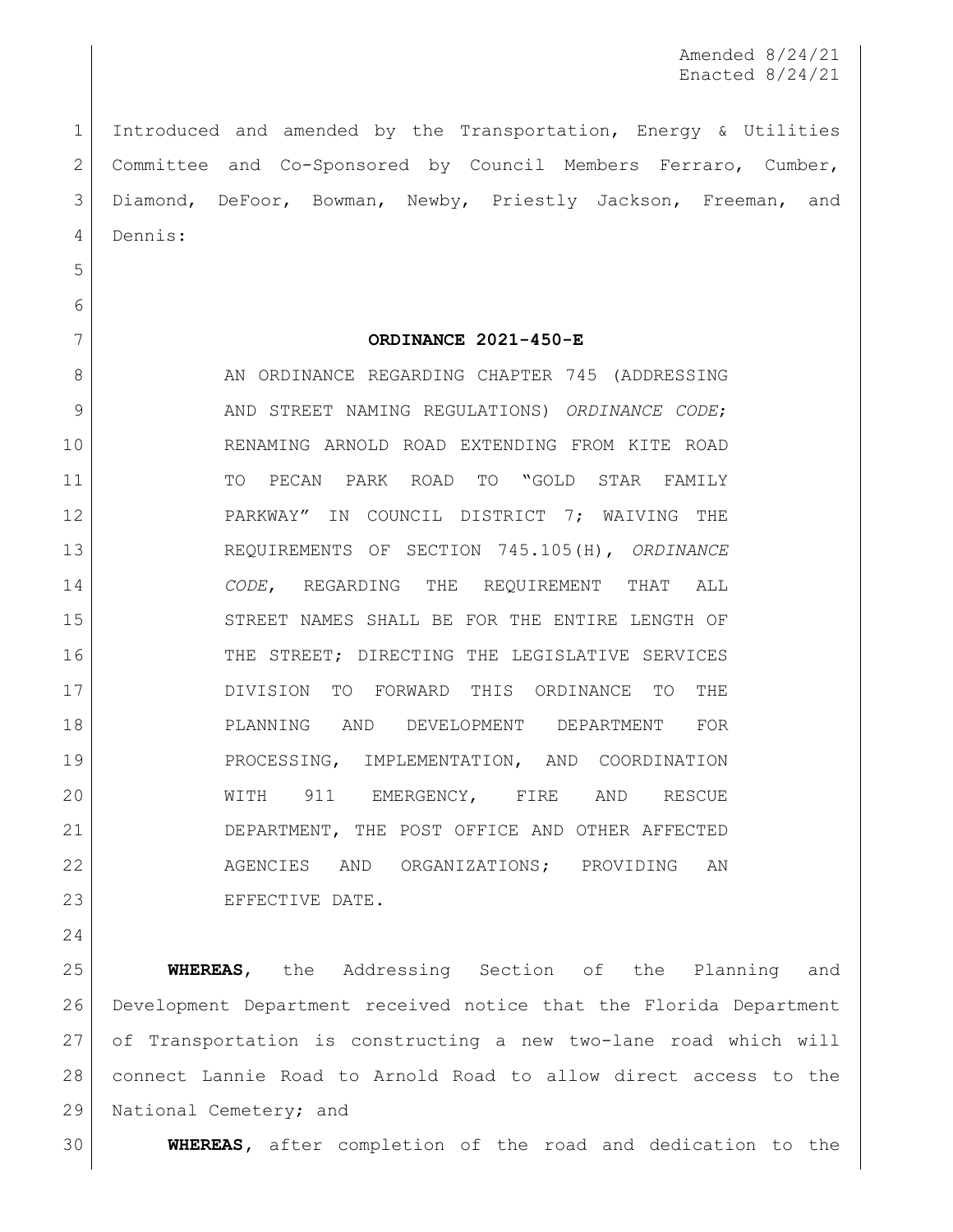Amended 8/24/21
Enacted 8/24/21

Introduced and amended by the Transportation, Energy & Utilities Committee and Co-Sponsored by Council Members Ferraro, Cumber, Diamond, DeFoor, Bowman, Newby, Priestly Jackson, Freeman, and Dennis:

**ORDINANCE 2021-450-E**

AN ORDINANCE REGARDING CHAPTER 745 (ADDRESSING AND STREET NAMING REGULATIONS) *ORDINANCE CODE*; RENAMING ARNOLD ROAD EXTENDING FROM KITE ROAD TO PECAN PARK ROAD TO "GOLD STAR FAMILY PARKWAY" IN COUNCIL DISTRICT 7; WAIVING THE REQUIREMENTS OF SECTION 745.105(H), *ORDINANCE CODE*, REGARDING THE REQUIREMENT THAT ALL STREET NAMES SHALL BE FOR THE ENTIRE LENGTH OF THE STREET; DIRECTING THE LEGISLATIVE SERVICES DIVISION TO FORWARD THIS ORDINANCE TO THE PLANNING AND DEVELOPMENT DEPARTMENT FOR PROCESSING, IMPLEMENTATION, AND COORDINATION WITH 911 EMERGENCY, FIRE AND RESCUE DEPARTMENT, THE POST OFFICE AND OTHER AFFECTED AGENCIES AND ORGANIZATIONS; PROVIDING AN EFFECTIVE DATE.

**WHEREAS**, the Addressing Section of the Planning and Development Department received notice that the Florida Department of Transportation is constructing a new two-lane road which will connect Lannie Road to Arnold Road to allow direct access to the National Cemetery; and

**WHEREAS**, after completion of the road and dedication to the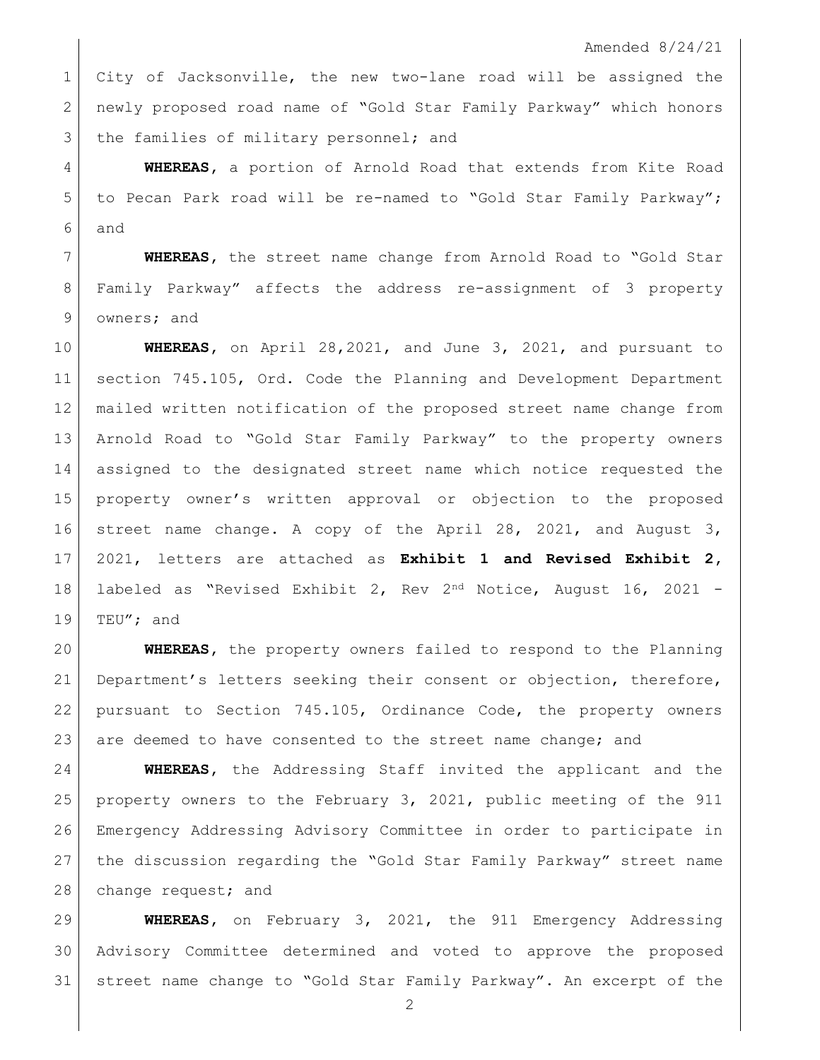City of Jacksonville, the new two-lane road will be assigned the newly proposed road name of "Gold Star Family Parkway" which honors the families of military personnel; and

**WHEREAS**, a portion of Arnold Road that extends from Kite Road to Pecan Park road will be re-named to "Gold Star Family Parkway"; and

**WHEREAS**, the street name change from Arnold Road to "Gold Star Family Parkway" affects the address re-assignment of 3 property owners; and

**WHEREAS**, on April 28,2021, and June 3, 2021, and pursuant to section 745.105, Ord. Code the Planning and Development Department mailed written notification of the proposed street name change from Arnold Road to "Gold Star Family Parkway" to the property owners assigned to the designated street name which notice requested the property owner's written approval or objection to the proposed street name change. A copy of the April 28, 2021, and August 3, 2021, letters are attached as **Exhibit 1 and Revised Exhibit 2**, labeled as "Revised Exhibit 2, Rev 2nd Notice, August 16, 2021 - TEU"; and

**WHEREAS**, the property owners failed to respond to the Planning Department's letters seeking their consent or objection, therefore, pursuant to Section 745.105, Ordinance Code, the property owners are deemed to have consented to the street name change; and

**WHEREAS**, the Addressing Staff invited the applicant and the property owners to the February 3, 2021, public meeting of the 911 Emergency Addressing Advisory Committee in order to participate in the discussion regarding the "Gold Star Family Parkway" street name change request; and

**WHEREAS**, on February 3, 2021, the 911 Emergency Addressing Advisory Committee determined and voted to approve the proposed street name change to "Gold Star Family Parkway". An excerpt of the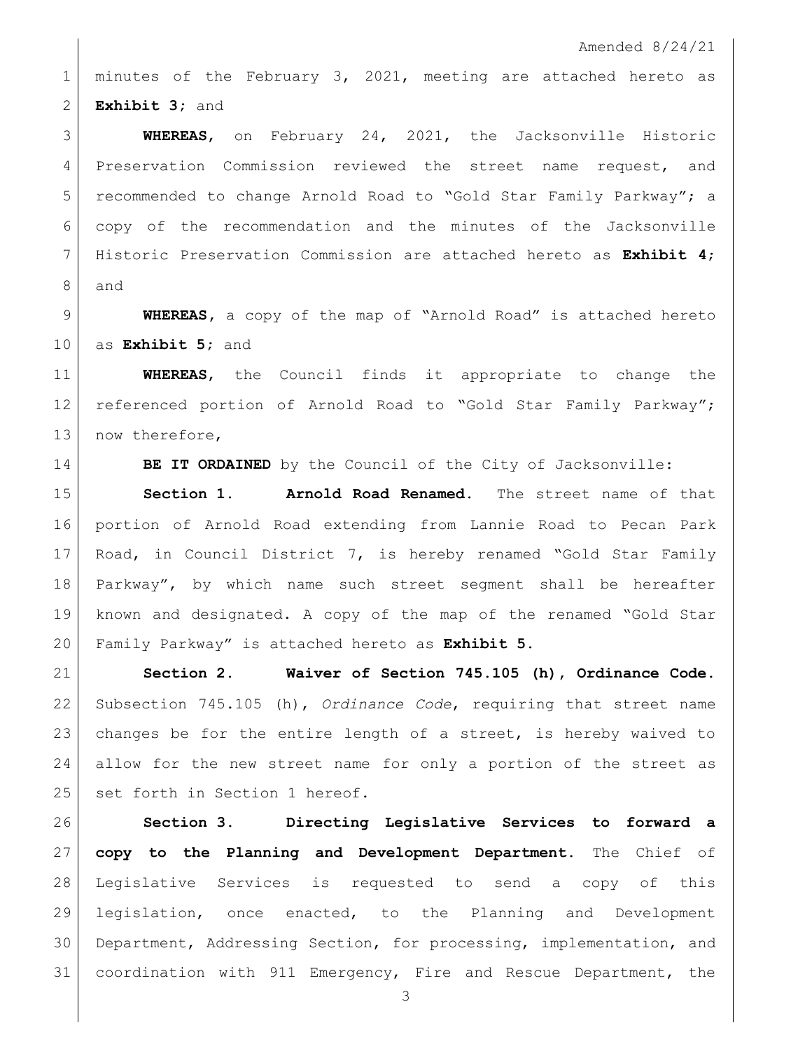Amended 8/24/21

minutes of the February 3, 2021, meeting are attached hereto as **Exhibit 3**; and

**WHEREAS**, on February 24, 2021, the Jacksonville Historic Preservation Commission reviewed the street name request, and recommended to change Arnold Road to "Gold Star Family Parkway"; a copy of the recommendation and the minutes of the Jacksonville Historic Preservation Commission are attached hereto as **Exhibit 4**; and

**WHEREAS**, a copy of the map of "Arnold Road" is attached hereto as **Exhibit 5**; and

**WHEREAS**, the Council finds it appropriate to change the referenced portion of Arnold Road to "Gold Star Family Parkway"; now therefore,

**BE IT ORDAINED** by the Council of the City of Jacksonville:

**Section 1. Arnold Road Renamed.** The street name of that portion of Arnold Road extending from Lannie Road to Pecan Park Road, in Council District 7, is hereby renamed "Gold Star Family Parkway", by which name such street segment shall be hereafter known and designated. A copy of the map of the renamed "Gold Star Family Parkway" is attached hereto as **Exhibit 5**.

**Section 2. Waiver of Section 745.105 (h), Ordinance Code.** Subsection 745.105 (h), *Ordinance Code*, requiring that street name changes be for the entire length of a street, is hereby waived to allow for the new street name for only a portion of the street as set forth in Section 1 hereof.

**Section 3. Directing Legislative Services to forward a copy to the Planning and Development Department.** The Chief of Legislative Services is requested to send a copy of this legislation, once enacted, to the Planning and Development Department, Addressing Section, for processing, implementation, and coordination with 911 Emergency, Fire and Rescue Department, the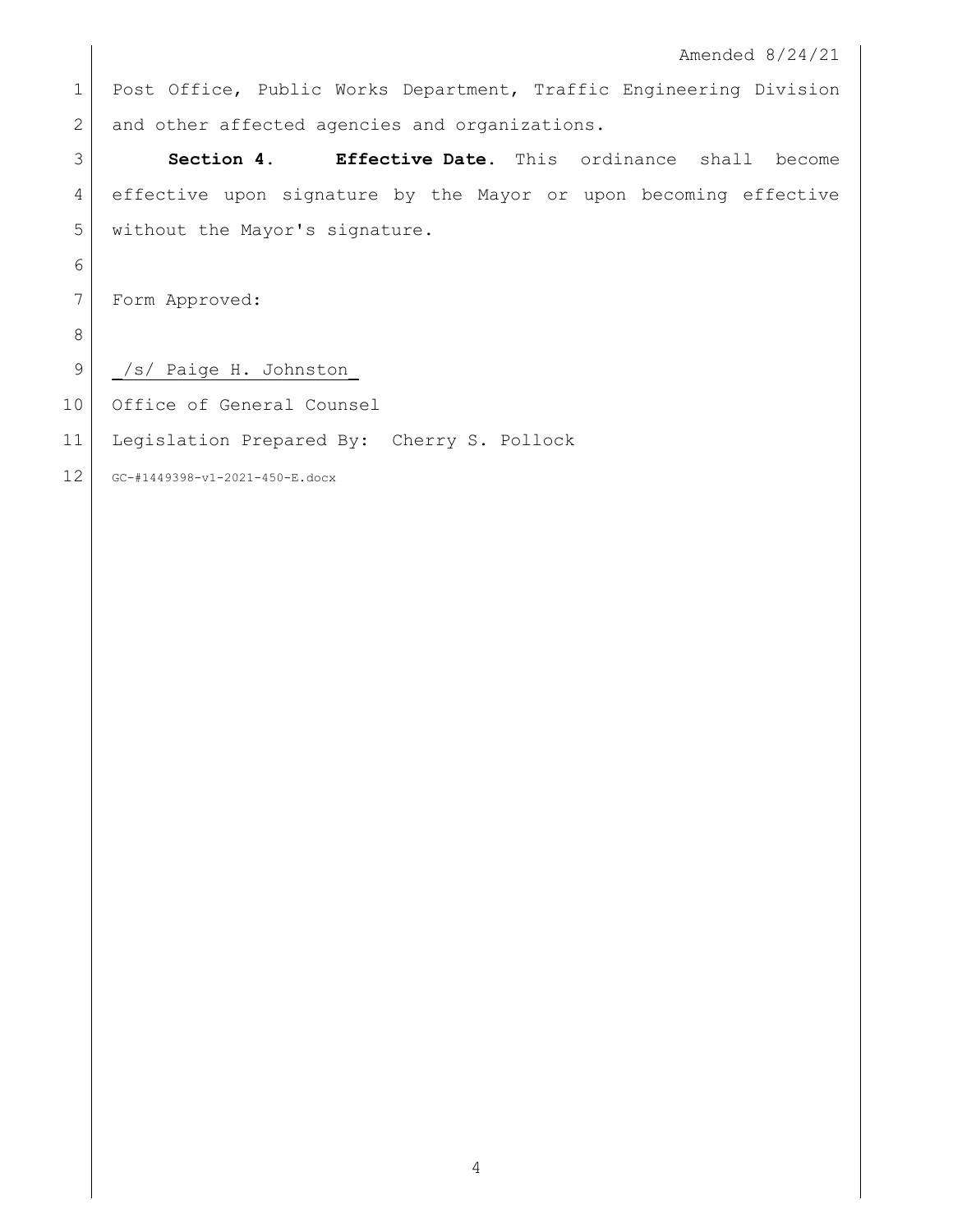Amended 8/24/21

Post Office, Public Works Department, Traffic Engineering Division and other affected agencies and organizations.

**Section 4. Effective Date.** This ordinance shall become effective upon signature by the Mayor or upon becoming effective without the Mayor's signature.

Form Approved:

_/s/ Paige H. Johnston_

Office of General Counsel

Legislation Prepared By: Cherry S. Pollock

GC-#1449398-v1-2021-450-E.docx